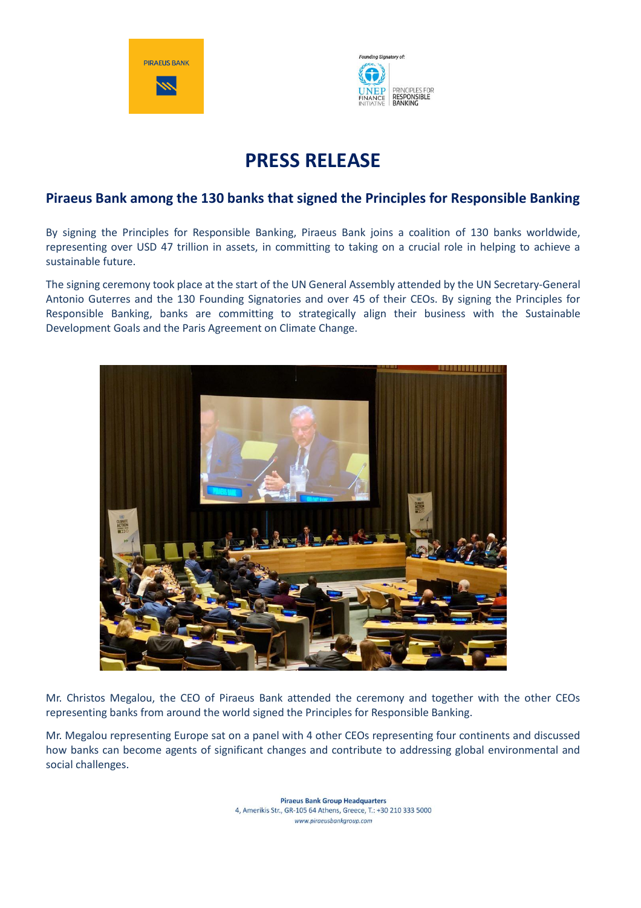# PRESS RELEASE

## Piraeus Bank among the 130 banks that signed the Principles for Responsible Banking

By signing the Principles for Responsible Banking, Piraeus Bank joins a coalition of 130 banks worldwide, representing over USD 47 trillion in assets, in committing to taking on a crucial role in helping to achieve a sustainable future.

The signing ceremony took place at the start of the UN General Assembly attended by the UN Secretary-General Antonio Guterres and the 130 Founding Signatories and over 45 of their CEOs. By signing the Principles for Responsible Banking, banks are committing to strategically align their business with the Sustainable Development Goals and the Paris Agreement on Climate Change.

Mr. Christos Megalou, the CEO of Piraeus Bank attended the ceremony and together with the other CEOs representing banks from around the world signed the Principles for Responsible Banking.

Mr. Megalou representing Europe sat on a panel with 4 other CEOs representing four continents and discussed how banks can become agents of significant changes and contribute to addressing global environmental and social challenges.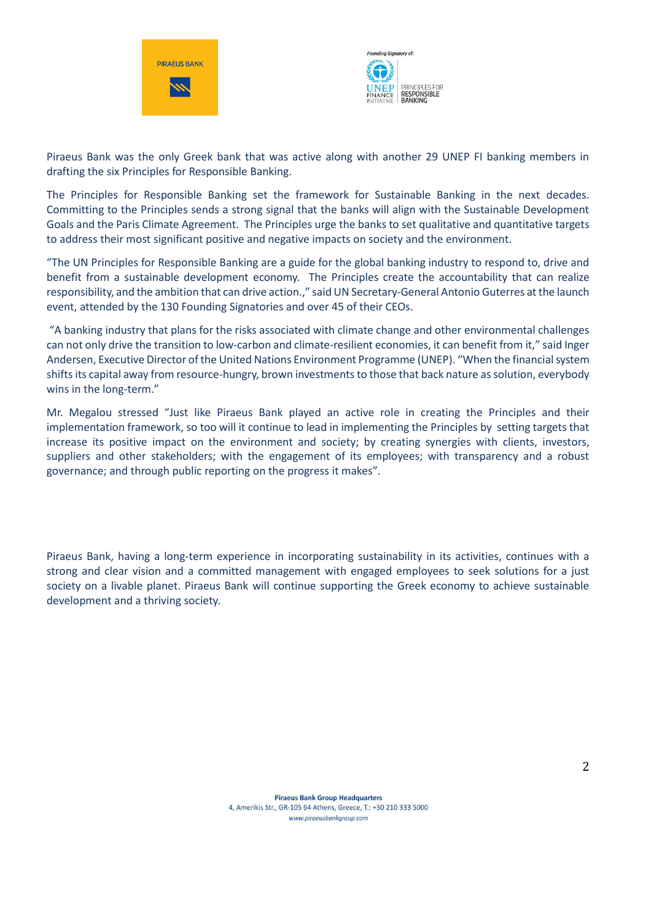Piraeus Bank was the only Greek bank that was active along with another 29 UNEP FI banking members in drafting the six Principles for Responsible Banking.

The Principles for Responsible Banking set the framework for Sustainable Banking in the next decades. Committing to the Principles sends a strong signal that the banks will align with the Sustainable Development Goals and the Paris Climate Agreement. The Principles urge the banks to set qualitative and quantitative targets to address their most significant positive and negative impacts on society and the environment.

“The UN Principles for Responsible Banking are a guide for the global banking industry to respond to, drive and benefit from a sustainable development economy. The Principles create the accountability that can realize responsibility, and the ambition that can drive action.,” said UN Secretary-General Antonio Guterres at the launch event, attended by the 130 Founding Signatories and over 45 of their CEOs.

“A banking industry that plans for the risks associated with climate change and other environmental challenges can not only drive the transition to low-carbon and climate-resilient economies, it can benefit from it,” said Inger Andersen, Executive Director of the United Nations Environment Programme (UNEP). “When the financial system shifts its capital away from resource-hungry, brown investments to those that back nature as solution, everybody wins in the long-term.”

Mr. Megalou stressed “Just like Piraeus Bank played an active role in creating the Principles and their implementation framework, so too will it continue to lead in implementing the Principles by setting targets that increase its positive impact on the environment and society; by creating synergies with clients, investors, suppliers and other stakeholders; with the engagement of its employees; with transparency and a robust governance; and through public reporting on the progress it makes”.

Piraeus Bank, having a long-term experience in incorporating sustainability in its activities, continues with a strong and clear vision and a committed management with engaged employees to seek solutions for a just society on a livable planet. Piraeus Bank will continue supporting the Greek economy to achieve sustainable development and a thriving society.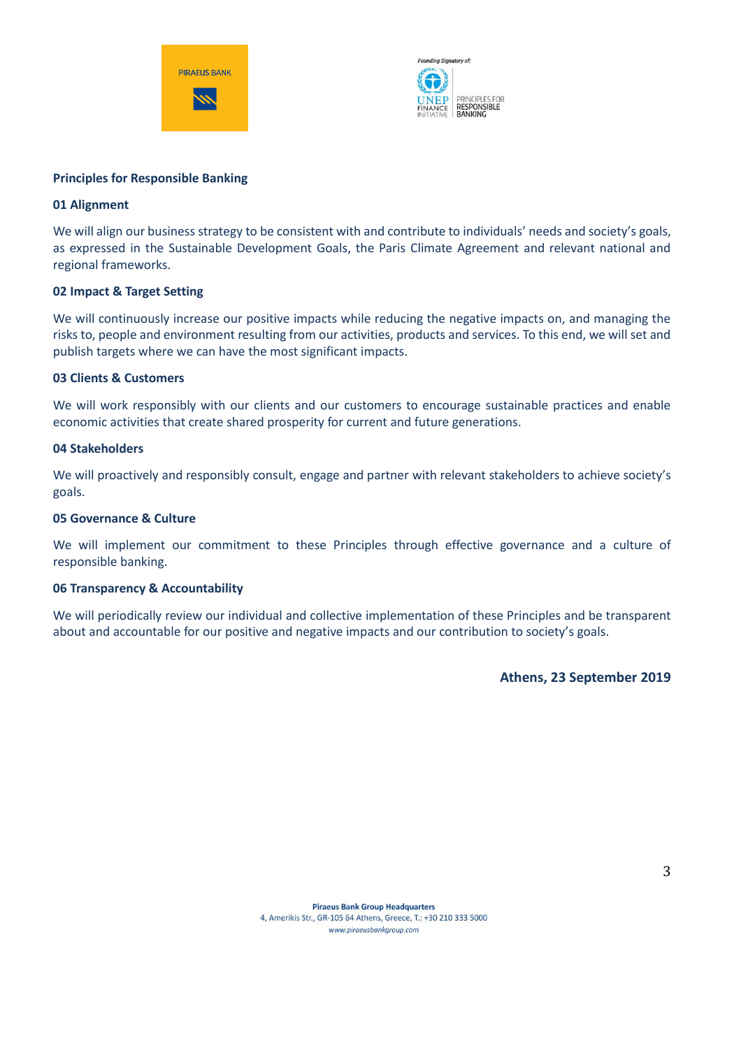**Principles for Responsible Banking**

**01 Alignment**

We will align our business strategy to be consistent with and contribute to individuals' needs and society's goals, as expressed in the Sustainable Development Goals, the Paris Climate Agreement and relevant national and regional frameworks.

**02 Impact & Target Setting**

We will continuously increase our positive impacts while reducing the negative impacts on, and managing the risks to, people and environment resulting from our activities, products and services. To this end, we will set and publish targets where we can have the most significant impacts.

**03 Clients & Customers**

We will work responsibly with our clients and our customers to encourage sustainable practices and enable economic activities that create shared prosperity for current and future generations.

**04 Stakeholders**

We will proactively and responsibly consult, engage and partner with relevant stakeholders to achieve society's goals.

**05 Governance & Culture**

We will implement our commitment to these Principles through effective governance and a culture of responsible banking.

**06 Transparency & Accountability**

We will periodically review our individual and collective implementation of these Principles and be transparent about and accountable for our positive and negative impacts and our contribution to society's goals.

**Athens, 23 September 2019**